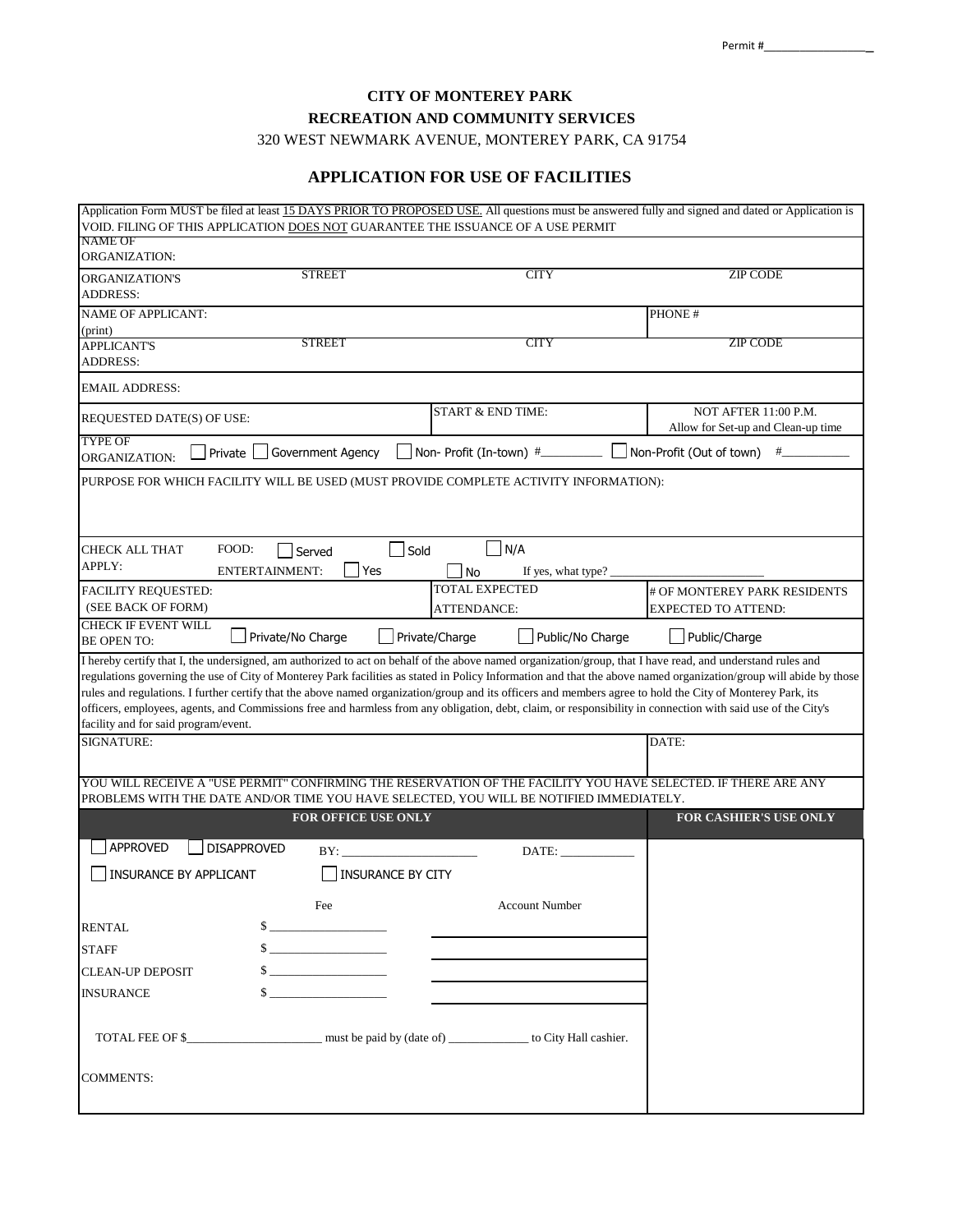Permit #___________________

# CITY OF MONTEREY PARK

## RECREATION AND COMMUNITY SERVICES

320 WEST NEWMARK AVENUE, MONTEREY PARK, CA 91754

## APPLICATION FOR USE OF FACILITIES

Application Form MUST be filed at least 15 DAYS PRIOR TO PROPOSED USE. All questions must be answered fully and signed and dated or Application is VOID. FILING OF THIS APPLICATION DOES NOT GUARANTEE THE ISSUANCE OF A USE PERMIT

| | | | |
|---|---|---|---|
| NAME OF ORGANIZATION: | | | |
| ORGANIZATION'S ADDRESS: | STREET | CITY | ZIP CODE |
| NAME OF APPLICANT: (print) | | | PHONE # |
| APPLICANT'S ADDRESS: | STREET | CITY | ZIP CODE |
| EMAIL ADDRESS: | | | |
| REQUESTED DATE(S) OF USE: | | START & END TIME: | NOT AFTER 11:00 P.M. Allow for Set-up and Clean-up time |
| TYPE OF ORGANIZATION: | ☐ Private ☐ Government Agency | ☐ Non- Profit (In-town) #_________ | ☐ Non-Profit (Out of town) #__________ |
| PURPOSE FOR WHICH FACILITY WILL BE USED (MUST PROVIDE COMPLETE ACTIVITY INFORMATION): | | | |
| CHECK ALL THAT APPLY: | FOOD: ☐ Served ☐ Sold<br>ENTERTAINMENT: ☐ Yes | ☐ N/A<br>☐ No If yes, what type? ________________________ | |
| FACILITY REQUESTED: (SEE BACK OF FORM) | | TOTAL EXPECTED ATTENDANCE: | # OF MONTEREY PARK RESIDENTS EXPECTED TO ATTEND: |
| CHECK IF EVENT WILL BE OPEN TO: | ☐ Private/No Charge ☐ Private/Charge | ☐ Public/No Charge | ☐ Public/Charge |

I hereby certify that I, the undersigned, am authorized to act on behalf of the above named organization/group, that I have read, and understand rules and regulations governing the use of City of Monterey Park facilities as stated in Policy Information and that the above named organization/group will abide by those rules and regulations. I further certify that the above named organization/group and its officers and members agree to hold the City of Monterey Park, its officers, employees, agents, and Commissions free and harmless from any obligation, debt, claim, or responsibility in connection with said use of the City's facility and for said program/event.

| | |
|---|---|
| SIGNATURE: | DATE: |

YOU WILL RECEIVE A "USE PERMIT" CONFIRMING THE RESERVATION OF THE FACILITY YOU HAVE SELECTED. IF THERE ARE ANY PROBLEMS WITH THE DATE AND/OR TIME YOU HAVE SELECTED, YOU WILL BE NOTIFIED IMMEDIATELY.

| FOR OFFICE USE ONLY | | | FOR CASHIER'S USE ONLY |
|---|---|---|---|
| ☐ APPROVED ☐ DISAPPROVED | BY: ______________________ | DATE: ____________ | |
| ☐ INSURANCE BY APPLICANT | ☐ INSURANCE BY CITY | | |
| | Fee | Account Number | |
| RENTAL | $ ___________________ | ___________________ | |
| STAFF | $ ___________________ | ___________________ | |
| CLEAN-UP DEPOSIT | $ ___________________ | ___________________ | |
| INSURANCE | $ ___________________ | ___________________ | |

TOTAL FEE OF $______________________ must be paid by (date of) _____________ to City Hall cashier.

COMMENTS: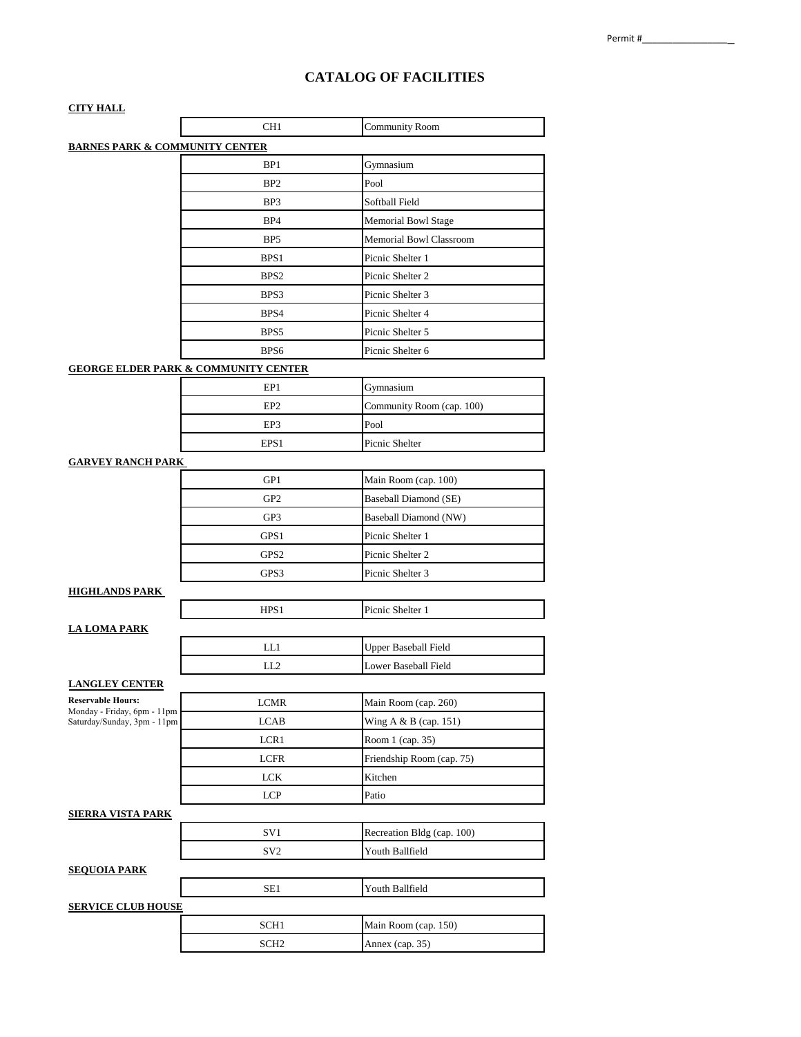Permit #___________________

# CATALOG OF FACILITIES

**CITY HALL**

| | |
|---|---|
| CH1 | Community Room |

**BARNES PARK & COMMUNITY CENTER**

| | |
|---|---|
| BP1 | Gymnasium |
| BP2 | Pool |
| BP3 | Softball Field |
| BP4 | Memorial Bowl Stage |
| BP5 | Memorial Bowl Classroom |
| BPS1 | Picnic Shelter 1 |
| BPS2 | Picnic Shelter 2 |
| BPS3 | Picnic Shelter 3 |
| BPS4 | Picnic Shelter 4 |
| BPS5 | Picnic Shelter 5 |
| BPS6 | Picnic Shelter 6 |

**GEORGE ELDER PARK & COMMUNITY CENTER**

| | |
|---|---|
| EP1 | Gymnasium |
| EP2 | Community Room (cap. 100) |
| EP3 | Pool |
| EPS1 | Picnic Shelter |

**GARVEY RANCH PARK**

| | |
|---|---|
| GP1 | Main Room (cap. 100) |
| GP2 | Baseball Diamond (SE) |
| GP3 | Baseball Diamond (NW) |
| GPS1 | Picnic Shelter 1 |
| GPS2 | Picnic Shelter 2 |
| GPS3 | Picnic Shelter 3 |

**HIGHLANDS PARK**

| | |
|---|---|
| HPS1 | Picnic Shelter 1 |

**LA LOMA PARK**

| | |
|---|---|
| LL1 | Upper Baseball Field |
| LL2 | Lower Baseball Field |

**LANGLEY CENTER**

**Reservable Hours:**
Monday - Friday, 6pm - 11pm
Saturday/Sunday, 3pm - 11pm

| | |
|---|---|
| LCMR | Main Room (cap. 260) |
| LCAB | Wing A & B (cap. 151) |
| LCR1 | Room 1 (cap. 35) |
| LCFR | Friendship Room (cap. 75) |
| LCK | Kitchen |
| LCP | Patio |

**SIERRA VISTA PARK**

| | |
|---|---|
| SV1 | Recreation Bldg (cap. 100) |
| SV2 | Youth Ballfield |

**SEQUOIA PARK**

| | |
|---|---|
| SE1 | Youth Ballfield |

**SERVICE CLUB HOUSE**

| | |
|---|---|
| SCH1 | Main Room (cap. 150) |
| SCH2 | Annex (cap. 35) |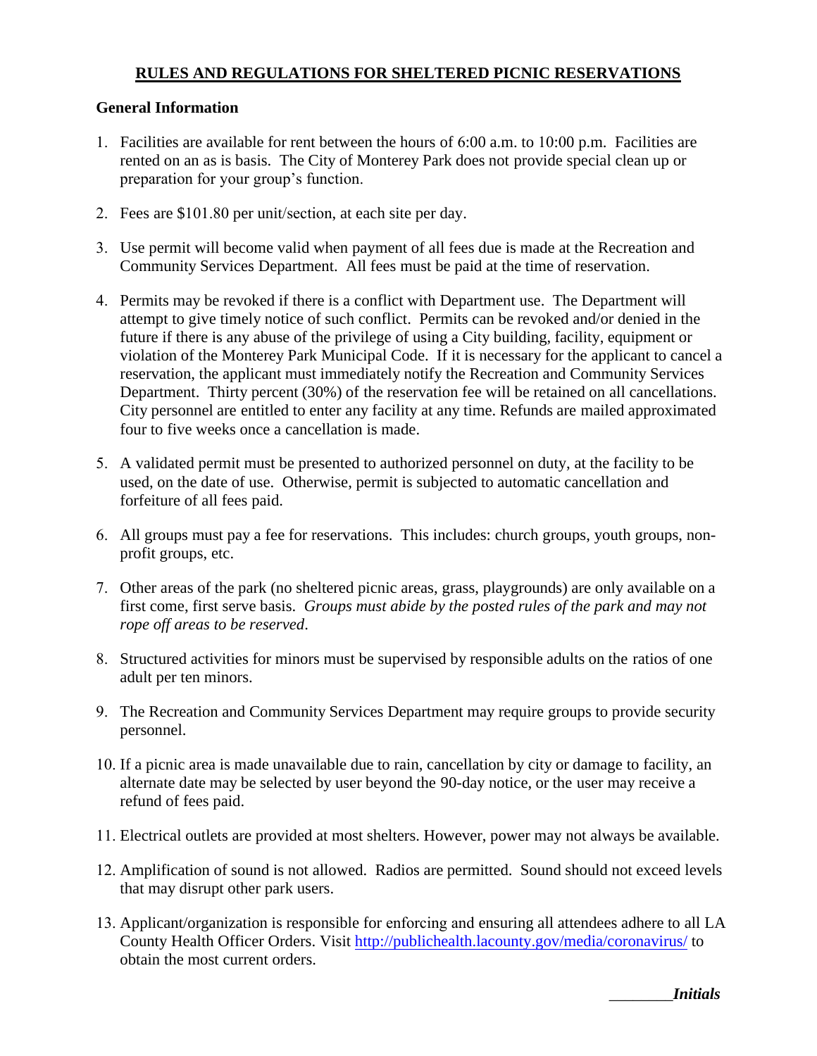# RULES AND REGULATIONS FOR SHELTERED PICNIC RESERVATIONS

## General Information

1. Facilities are available for rent between the hours of 6:00 a.m. to 10:00 p.m. Facilities are rented on an as is basis. The City of Monterey Park does not provide special clean up or preparation for your group's function.

2. Fees are $101.80 per unit/section, at each site per day.

3. Use permit will become valid when payment of all fees due is made at the Recreation and Community Services Department. All fees must be paid at the time of reservation.

4. Permits may be revoked if there is a conflict with Department use. The Department will attempt to give timely notice of such conflict. Permits can be revoked and/or denied in the future if there is any abuse of the privilege of using a City building, facility, equipment or violation of the Monterey Park Municipal Code. If it is necessary for the applicant to cancel a reservation, the applicant must immediately notify the Recreation and Community Services Department. Thirty percent (30%) of the reservation fee will be retained on all cancellations. City personnel are entitled to enter any facility at any time. Refunds are mailed approximated four to five weeks once a cancellation is made.

5. A validated permit must be presented to authorized personnel on duty, at the facility to be used, on the date of use. Otherwise, permit is subjected to automatic cancellation and forfeiture of all fees paid.

6. All groups must pay a fee for reservations. This includes: church groups, youth groups, non-profit groups, etc.

7. Other areas of the park (no sheltered picnic areas, grass, playgrounds) are only available on a first come, first serve basis. *Groups must abide by the posted rules of the park and may not rope off areas to be reserved.*

8. Structured activities for minors must be supervised by responsible adults on the ratios of one adult per ten minors.

9. The Recreation and Community Services Department may require groups to provide security personnel.

10. If a picnic area is made unavailable due to rain, cancellation by city or damage to facility, an alternate date may be selected by user beyond the 90-day notice, or the user may receive a refund of fees paid.

11. Electrical outlets are provided at most shelters. However, power may not always be available.

12. Amplification of sound is not allowed. Radios are permitted. Sound should not exceed levels that may disrupt other park users.

13. Applicant/organization is responsible for enforcing and ensuring all attendees adhere to all LA County Health Officer Orders. Visit http://publichealth.lacounty.gov/media/coronavirus/ to obtain the most current orders.

________***Initials***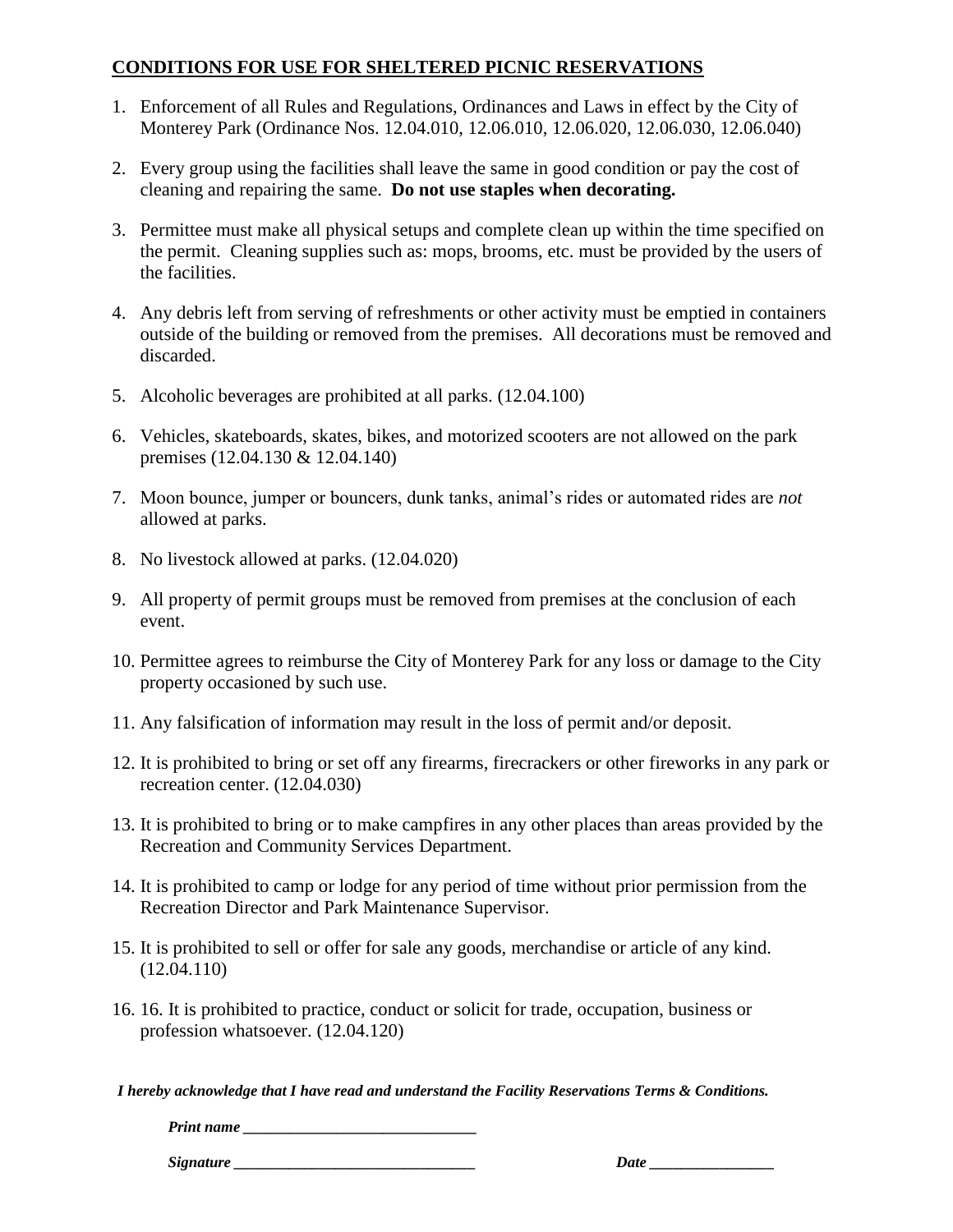## CONDITIONS FOR USE FOR SHELTERED PICNIC RESERVATIONS

1. Enforcement of all Rules and Regulations, Ordinances and Laws in effect by the City of Monterey Park (Ordinance Nos. 12.04.010, 12.06.010, 12.06.020, 12.06.030, 12.06.040)
2. Every group using the facilities shall leave the same in good condition or pay the cost of cleaning and repairing the same. **Do not use staples when decorating.**
3. Permittee must make all physical setups and complete clean up within the time specified on the permit. Cleaning supplies such as: mops, brooms, etc. must be provided by the users of the facilities.
4. Any debris left from serving of refreshments or other activity must be emptied in containers outside of the building or removed from the premises. All decorations must be removed and discarded.
5. Alcoholic beverages are prohibited at all parks. (12.04.100)
6. Vehicles, skateboards, skates, bikes, and motorized scooters are not allowed on the park premises (12.04.130 & 12.04.140)
7. Moon bounce, jumper or bouncers, dunk tanks, animal's rides or automated rides are *not* allowed at parks.
8. No livestock allowed at parks. (12.04.020)
9. All property of permit groups must be removed from premises at the conclusion of each event.
10. Permittee agrees to reimburse the City of Monterey Park for any loss or damage to the City property occasioned by such use.
11. Any falsification of information may result in the loss of permit and/or deposit.
12. It is prohibited to bring or set off any firearms, firecrackers or other fireworks in any park or recreation center. (12.04.030)
13. It is prohibited to bring or to make campfires in any other places than areas provided by the Recreation and Community Services Department.
14. It is prohibited to camp or lodge for any period of time without prior permission from the Recreation Director and Park Maintenance Supervisor.
15. It is prohibited to sell or offer for sale any goods, merchandise or article of any kind. (12.04.110)
16. 16. It is prohibited to practice, conduct or solicit for trade, occupation, business or profession whatsoever. (12.04.120)

***I hereby acknowledge that I have read and understand the Facility Reservations Terms & Conditions.***

***Print name*** _____________________________

***Signature*** _______________________________ ***Date*** ________________